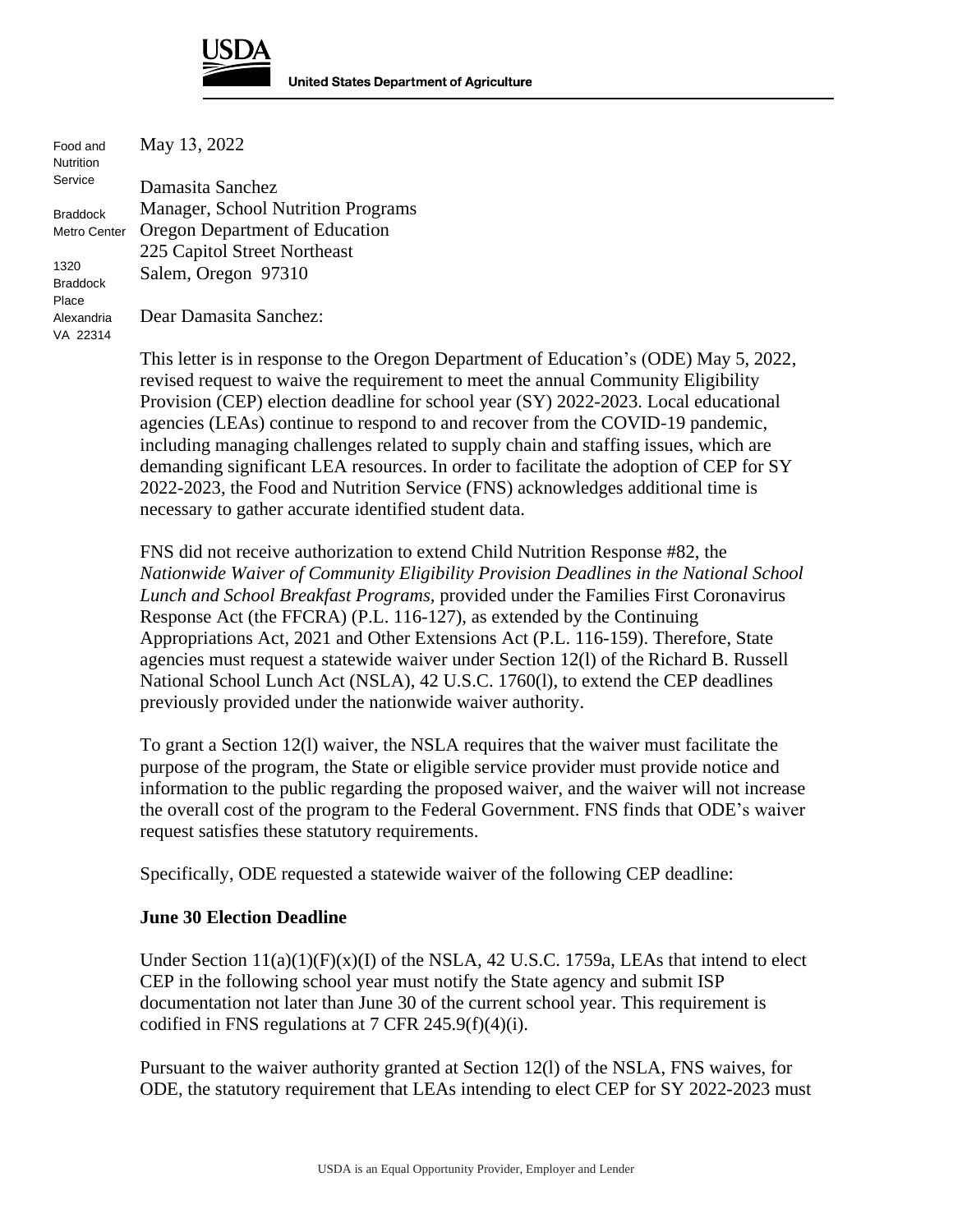**USDA**

**United States Department of Agriculture**

Food and Nutrition Service

Braddock Metro Center

1320 Braddock Place
Alexandria
VA 22314

May 13, 2022

Damasita Sanchez
Manager, School Nutrition Programs
Oregon Department of Education
225 Capitol Street Northeast
Salem, Oregon 97310

Dear Damasita Sanchez:

This letter is in response to the Oregon Department of Education's (ODE) May 5, 2022, revised request to waive the requirement to meet the annual Community Eligibility Provision (CEP) election deadline for school year (SY) 2022-2023. Local educational agencies (LEAs) continue to respond to and recover from the COVID-19 pandemic, including managing challenges related to supply chain and staffing issues, which are demanding significant LEA resources. In order to facilitate the adoption of CEP for SY 2022-2023, the Food and Nutrition Service (FNS) acknowledges additional time is necessary to gather accurate identified student data.

FNS did not receive authorization to extend Child Nutrition Response #82, the *Nationwide Waiver of Community Eligibility Provision Deadlines in the National School Lunch and School Breakfast Programs,* provided under the Families First Coronavirus Response Act (the FFCRA) (P.L. 116-127), as extended by the Continuing Appropriations Act, 2021 and Other Extensions Act (P.L. 116-159). Therefore, State agencies must request a statewide waiver under Section 12(l) of the Richard B. Russell National School Lunch Act (NSLA), 42 U.S.C. 1760(l), to extend the CEP deadlines previously provided under the nationwide waiver authority.

To grant a Section 12(l) waiver, the NSLA requires that the waiver must facilitate the purpose of the program, the State or eligible service provider must provide notice and information to the public regarding the proposed waiver, and the waiver will not increase the overall cost of the program to the Federal Government. FNS finds that ODE's waiver request satisfies these statutory requirements.

Specifically, ODE requested a statewide waiver of the following CEP deadline:

**June 30 Election Deadline**

Under Section 11(a)(1)(F)(x)(I) of the NSLA, 42 U.S.C. 1759a, LEAs that intend to elect CEP in the following school year must notify the State agency and submit ISP documentation not later than June 30 of the current school year. This requirement is codified in FNS regulations at 7 CFR 245.9(f)(4)(i).

Pursuant to the waiver authority granted at Section 12(l) of the NSLA, FNS waives, for ODE, the statutory requirement that LEAs intending to elect CEP for SY 2022-2023 must

USDA is an Equal Opportunity Provider, Employer and Lender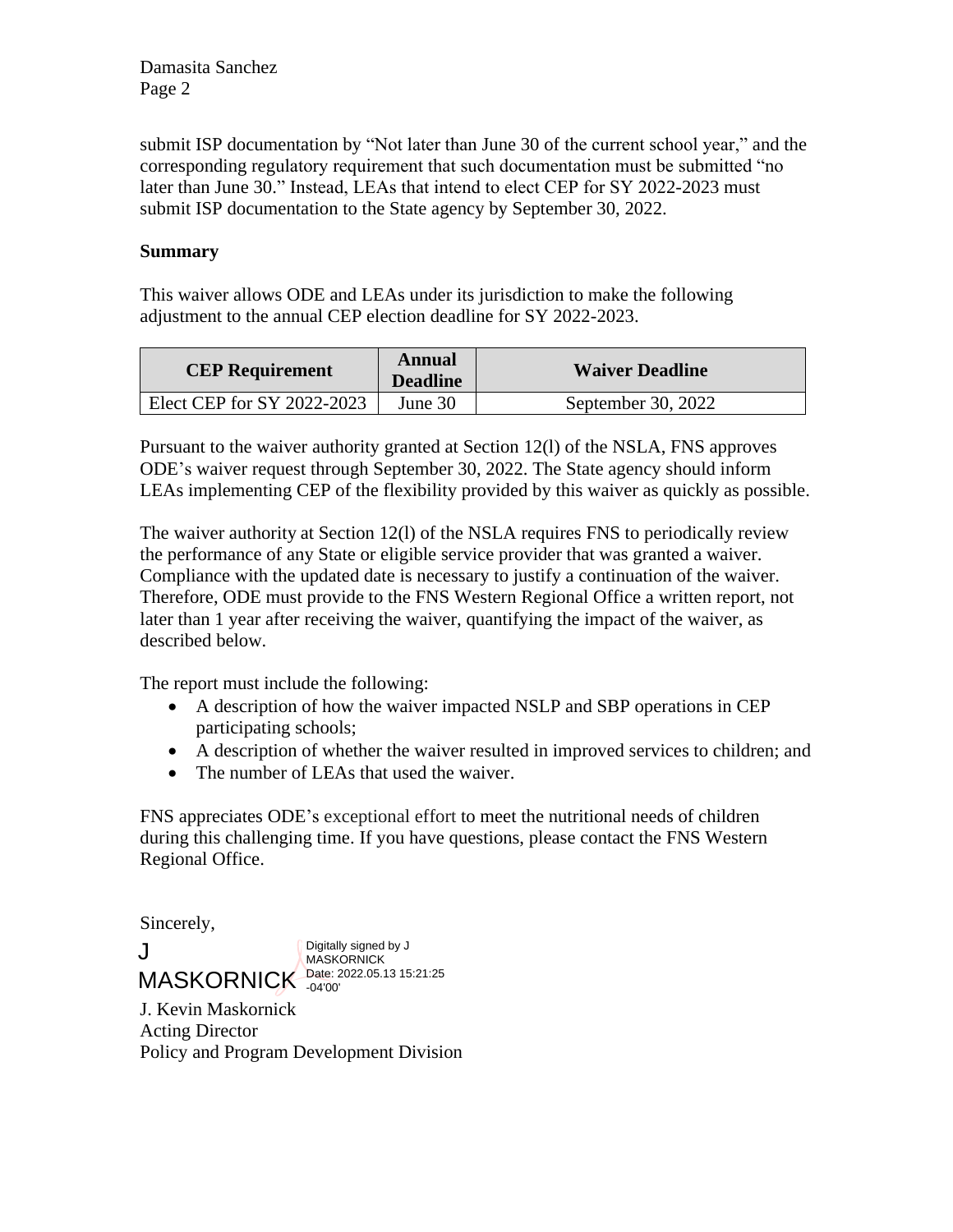submit ISP documentation by "Not later than June 30 of the current school year," and the corresponding regulatory requirement that such documentation must be submitted "no later than June 30." Instead, LEAs that intend to elect CEP for SY 2022-2023 must submit ISP documentation to the State agency by September 30, 2022.

**Summary**

This waiver allows ODE and LEAs under its jurisdiction to make the following adjustment to the annual CEP election deadline for SY 2022-2023.

| CEP Requirement | Annual Deadline | Waiver Deadline |
| --- | --- | --- |
| Elect CEP for SY 2022-2023 | June 30 | September 30, 2022 |

Pursuant to the waiver authority granted at Section 12(l) of the NSLA, FNS approves ODE's waiver request through September 30, 2022. The State agency should inform LEAs implementing CEP of the flexibility provided by this waiver as quickly as possible.

The waiver authority at Section 12(l) of the NSLA requires FNS to periodically review the performance of any State or eligible service provider that was granted a waiver. Compliance with the updated date is necessary to justify a continuation of the waiver. Therefore, ODE must provide to the FNS Western Regional Office a written report, not later than 1 year after receiving the waiver, quantifying the impact of the waiver, as described below.

The report must include the following:

- A description of how the waiver impacted NSLP and SBP operations in CEP participating schools;
- A description of whether the waiver resulted in improved services to children; and
- The number of LEAs that used the waiver.

FNS appreciates ODE's exceptional effort to meet the nutritional needs of children during this challenging time. If you have questions, please contact the FNS Western Regional Office.

Sincerely,

J MASKORNICK
Digitally signed by J MASKORNICK
Date: 2022.05.13 15:21:25 -04'00'

J. Kevin Maskornick
Acting Director
Policy and Program Development Division